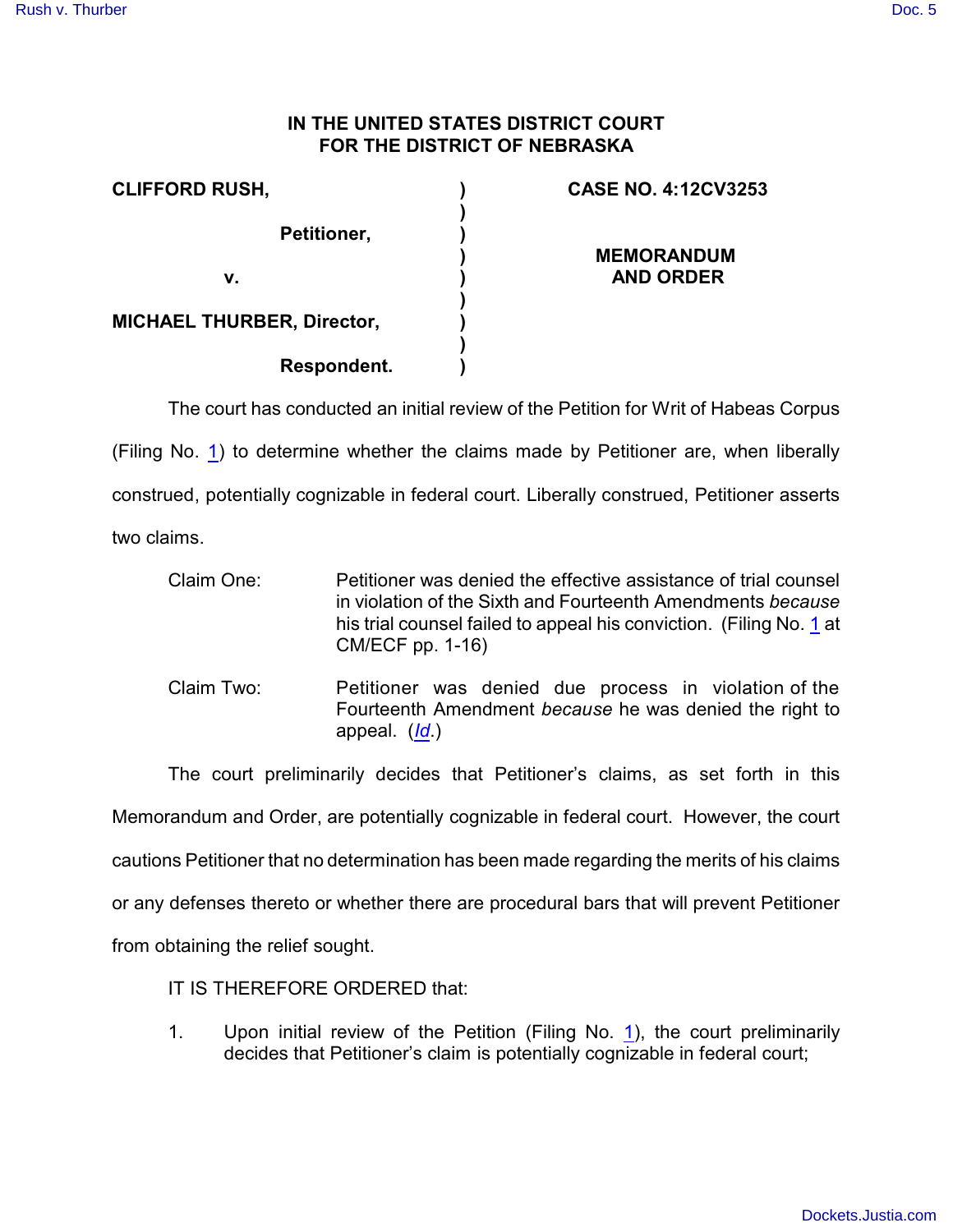**IN THE UNITED STATES DISTRICT COURT
FOR THE DISTRICT OF NEBRASKA**

| | | |
|---|---|---|
| **CLIFFORD RUSH,** | ) | **CASE NO. 4:12CV3253** |
| | ) | |
| **Petitioner,** | ) | |
| | ) | **MEMORANDUM AND ORDER** |
| **v.** | ) | |
| | ) | |
| **MICHAEL THURBER, Director,** | ) | |
| | ) | |
| **Respondent.** | ) | |

The court has conducted an initial review of the Petition for Writ of Habeas Corpus (Filing No. 1) to determine whether the claims made by Petitioner are, when liberally construed, potentially cognizable in federal court. Liberally construed, Petitioner asserts two claims.

Claim One: Petitioner was denied the effective assistance of trial counsel in violation of the Sixth and Fourteenth Amendments *because* his trial counsel failed to appeal his conviction. (Filing No. 1 at CM/ECF pp. 1-16)

Claim Two: Petitioner was denied due process in violation of the Fourteenth Amendment *because* he was denied the right to appeal. (*Id*.)

The court preliminarily decides that Petitioner's claims, as set forth in this Memorandum and Order, are potentially cognizable in federal court. However, the court cautions Petitioner that no determination has been made regarding the merits of his claims or any defenses thereto or whether there are procedural bars that will prevent Petitioner from obtaining the relief sought.

IT IS THEREFORE ORDERED that:

1. Upon initial review of the Petition (Filing No. 1), the court preliminarily decides that Petitioner's claim is potentially cognizable in federal court;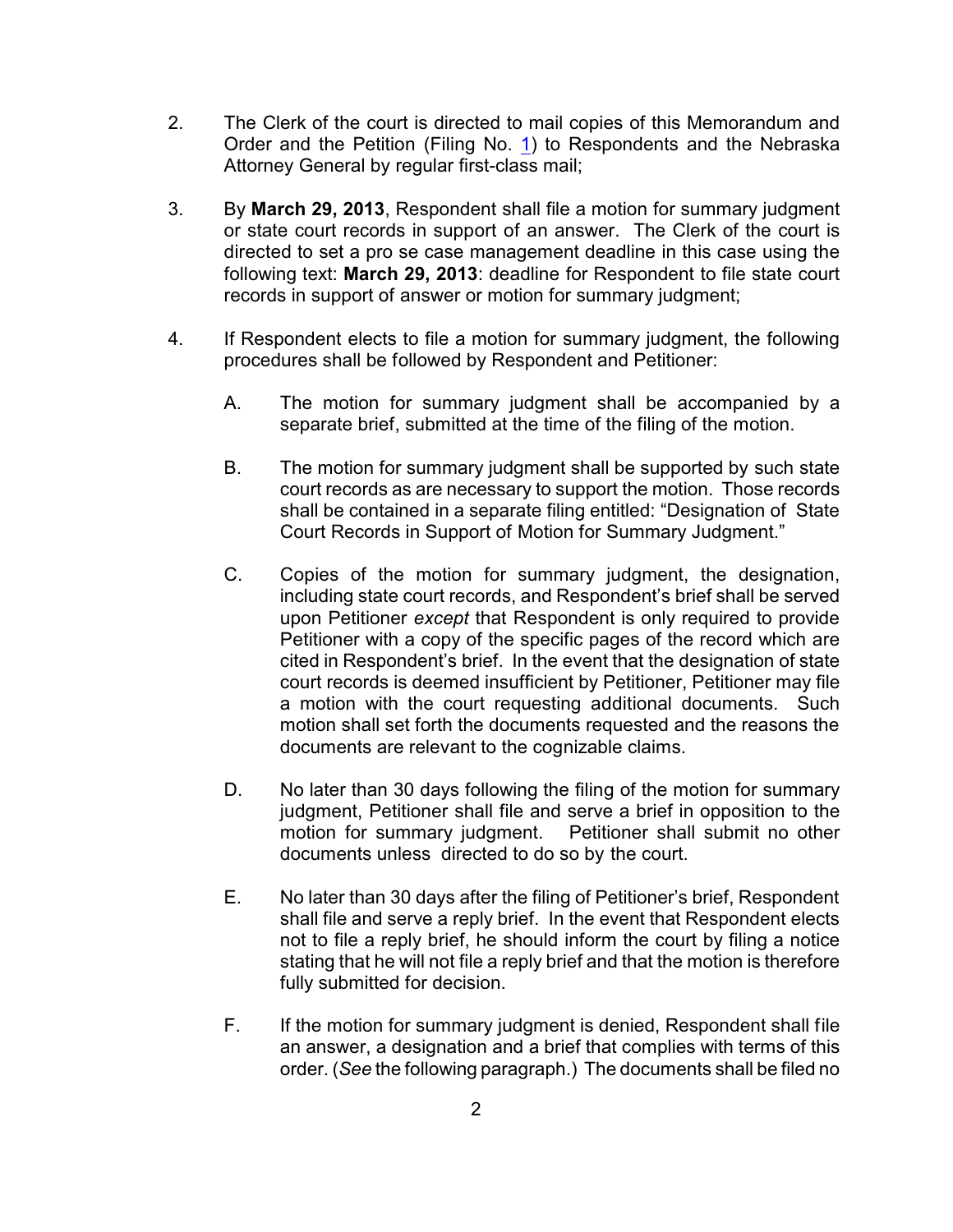2. The Clerk of the court is directed to mail copies of this Memorandum and Order and the Petition (Filing No. 1) to Respondents and the Nebraska Attorney General by regular first-class mail;

3. By **March 29, 2013**, Respondent shall file a motion for summary judgment or state court records in support of an answer. The Clerk of the court is directed to set a pro se case management deadline in this case using the following text: **March 29, 2013**: deadline for Respondent to file state court records in support of answer or motion for summary judgment;

4. If Respondent elects to file a motion for summary judgment, the following procedures shall be followed by Respondent and Petitioner:

   A. The motion for summary judgment shall be accompanied by a separate brief, submitted at the time of the filing of the motion.

   B. The motion for summary judgment shall be supported by such state court records as are necessary to support the motion. Those records shall be contained in a separate filing entitled: "Designation of State Court Records in Support of Motion for Summary Judgment."

   C. Copies of the motion for summary judgment, the designation, including state court records, and Respondent's brief shall be served upon Petitioner *except* that Respondent is only required to provide Petitioner with a copy of the specific pages of the record which are cited in Respondent's brief. In the event that the designation of state court records is deemed insufficient by Petitioner, Petitioner may file a motion with the court requesting additional documents. Such motion shall set forth the documents requested and the reasons the documents are relevant to the cognizable claims.

   D. No later than 30 days following the filing of the motion for summary judgment, Petitioner shall file and serve a brief in opposition to the motion for summary judgment. Petitioner shall submit no other documents unless directed to do so by the court.

   E. No later than 30 days after the filing of Petitioner's brief, Respondent shall file and serve a reply brief. In the event that Respondent elects not to file a reply brief, he should inform the court by filing a notice stating that he will not file a reply brief and that the motion is therefore fully submitted for decision.

   F. If the motion for summary judgment is denied, Respondent shall file an answer, a designation and a brief that complies with terms of this order. (*See* the following paragraph.) The documents shall be filed no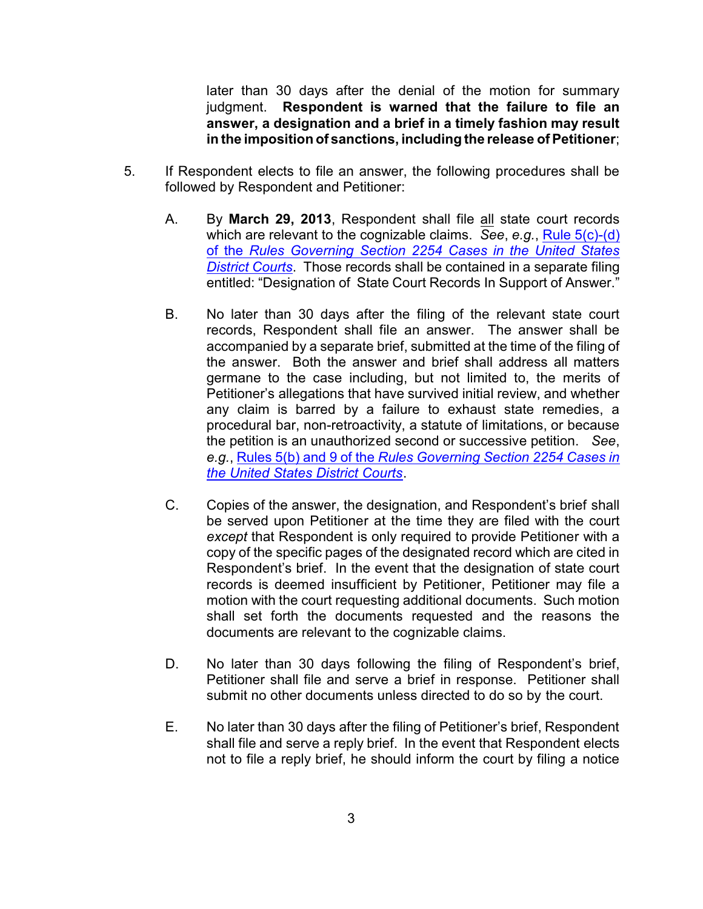later than 30 days after the denial of the motion for summary judgment. **Respondent is warned that the failure to file an answer, a designation and a brief in a timely fashion may result in the imposition of sanctions, including the release of Petitioner**;

5. If Respondent elects to file an answer, the following procedures shall be followed by Respondent and Petitioner:

   A. By **March 29, 2013**, Respondent shall file all state court records which are relevant to the cognizable claims. *See*, *e.g.*, Rule 5(c)-(d) of the *Rules Governing Section 2254 Cases in the United States District Courts*. Those records shall be contained in a separate filing entitled: "Designation of State Court Records In Support of Answer."

   B. No later than 30 days after the filing of the relevant state court records, Respondent shall file an answer. The answer shall be accompanied by a separate brief, submitted at the time of the filing of the answer. Both the answer and brief shall address all matters germane to the case including, but not limited to, the merits of Petitioner's allegations that have survived initial review, and whether any claim is barred by a failure to exhaust state remedies, a procedural bar, non-retroactivity, a statute of limitations, or because the petition is an unauthorized second or successive petition. *See*, *e.g.*, Rules 5(b) and 9 of the *Rules Governing Section 2254 Cases in the United States District Courts*.

   C. Copies of the answer, the designation, and Respondent's brief shall be served upon Petitioner at the time they are filed with the court *except* that Respondent is only required to provide Petitioner with a copy of the specific pages of the designated record which are cited in Respondent's brief. In the event that the designation of state court records is deemed insufficient by Petitioner, Petitioner may file a motion with the court requesting additional documents. Such motion shall set forth the documents requested and the reasons the documents are relevant to the cognizable claims.

   D. No later than 30 days following the filing of Respondent's brief, Petitioner shall file and serve a brief in response. Petitioner shall submit no other documents unless directed to do so by the court.

   E. No later than 30 days after the filing of Petitioner's brief, Respondent shall file and serve a reply brief. In the event that Respondent elects not to file a reply brief, he should inform the court by filing a notice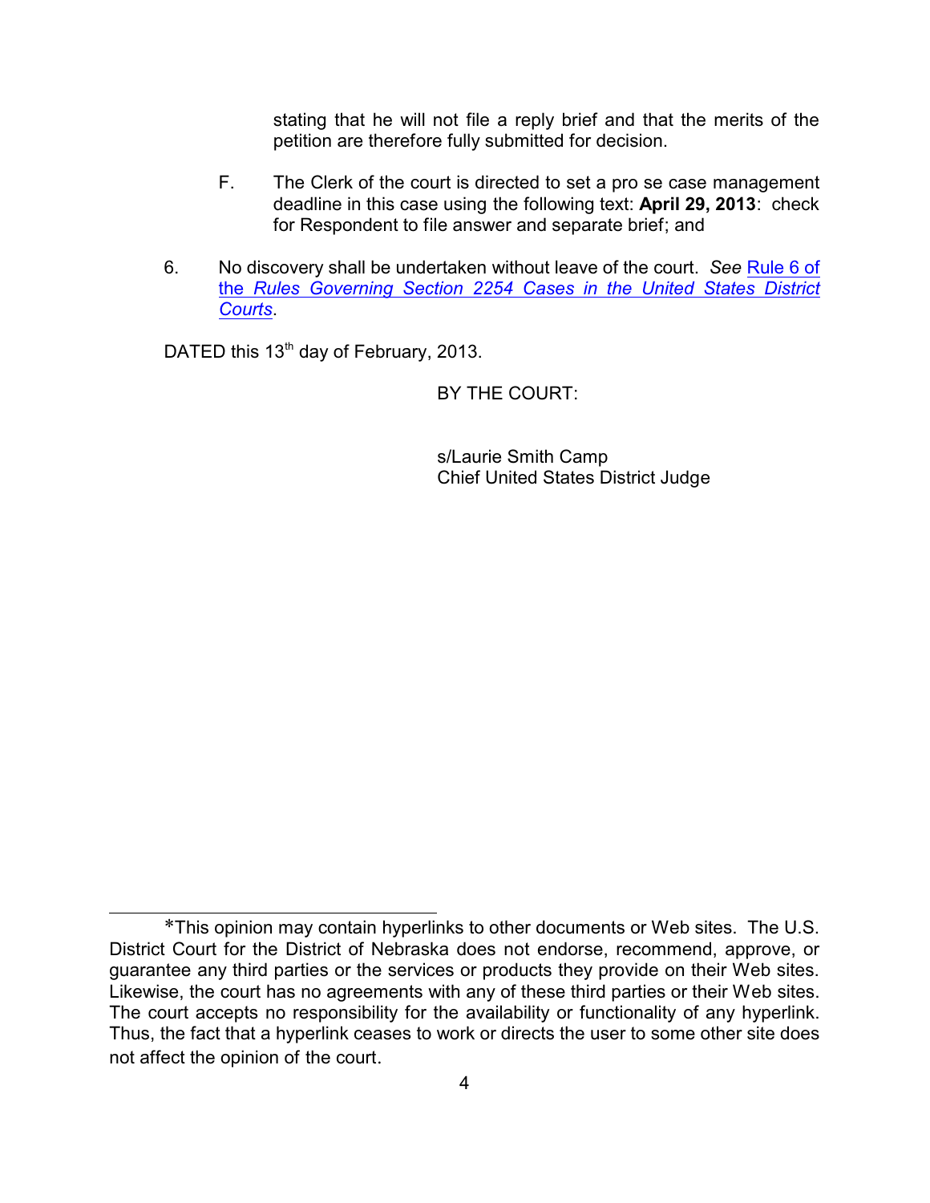stating that he will not file a reply brief and that the merits of the petition are therefore fully submitted for decision.

F. The Clerk of the court is directed to set a pro se case management deadline in this case using the following text: **April 29, 2013**: check for Respondent to file answer and separate brief; and

6. No discovery shall be undertaken without leave of the court. *See* Rule 6 of the *Rules Governing Section 2254 Cases in the United States District Courts*.

DATED this 13th day of February, 2013.

BY THE COURT:

s/Laurie Smith Camp
Chief United States District Judge

---

*This opinion may contain hyperlinks to other documents or Web sites. The U.S. District Court for the District of Nebraska does not endorse, recommend, approve, or guarantee any third parties or the services or products they provide on their Web sites. Likewise, the court has no agreements with any of these third parties or their Web sites. The court accepts no responsibility for the availability or functionality of any hyperlink. Thus, the fact that a hyperlink ceases to work or directs the user to some other site does not affect the opinion of the court.